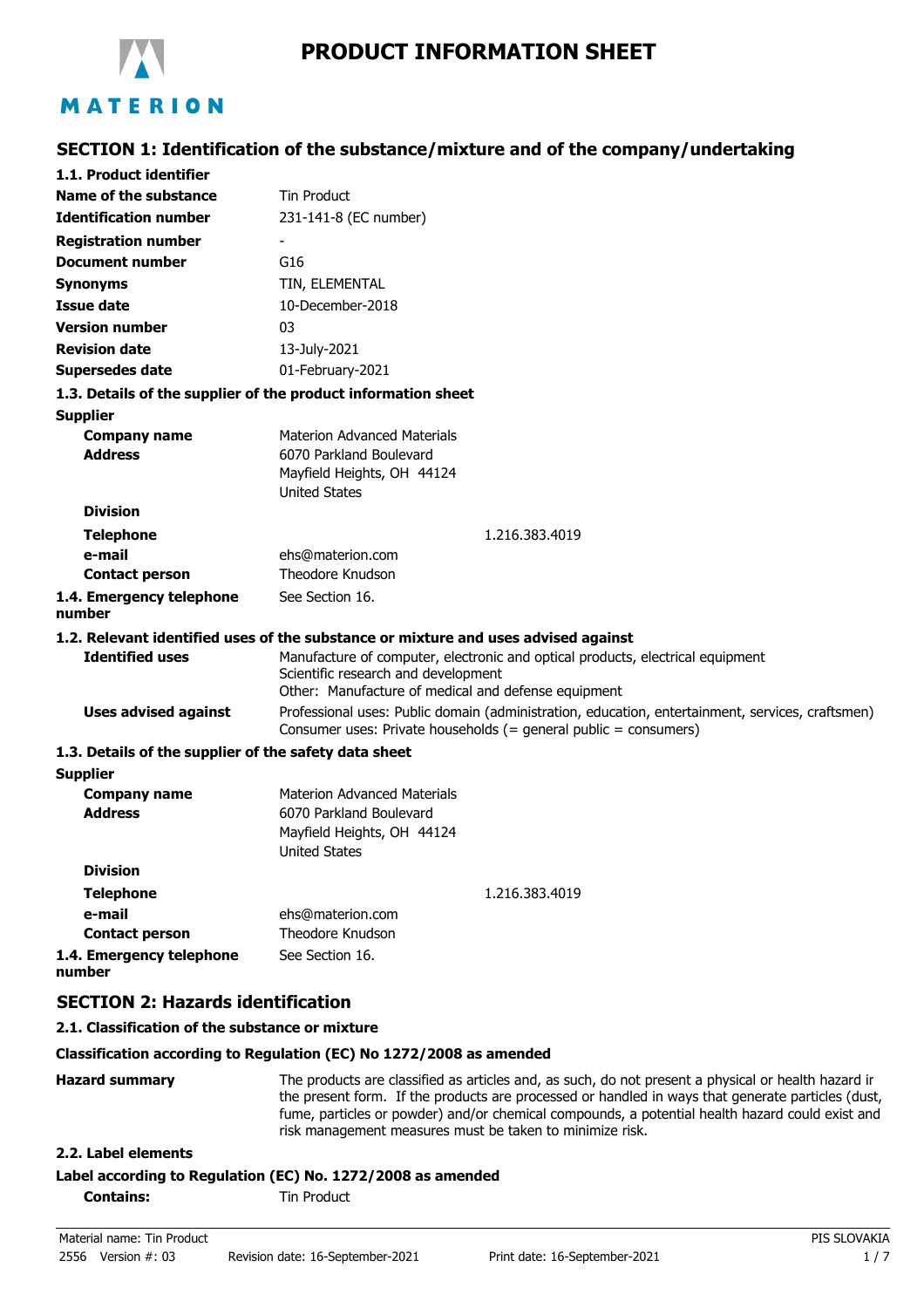# PRODUCT INFORMATION SHEET

MATERION

## SECTION 1: Identification of the substance/mixture and of the company/undertaking

### 1.1. Product identifier

| | |
|---|---|
| **Name of the substance** | Tin Product |
| **Identification number** | 231-141-8 (EC number) |
| **Registration number** | - |
| **Document number** | G16 |
| **Synonyms** | TIN, ELEMENTAL |
| **Issue date** | 10-December-2018 |
| **Version number** | 03 |
| **Revision date** | 13-July-2021 |
| **Supersedes date** | 01-February-2021 |

### 1.3. Details of the supplier of the product information sheet

**Supplier**

| | |
|---|---|
| **Company name** | Materion Advanced Materials |
| **Address** | 6070 Parkland Boulevard<br>Mayfield Heights, OH 44124<br>United States |
| **Division** | |
| **Telephone** | 1.216.383.4019 |
| **e-mail** | ehs@materion.com |
| **Contact person** | Theodore Knudson |
| **1.4. Emergency telephone number** | See Section 16. |

### 1.2. Relevant identified uses of the substance or mixture and uses advised against

| | |
|---|---|
| **Identified uses** | Manufacture of computer, electronic and optical products, electrical equipment<br>Scientific research and development<br>Other: Manufacture of medical and defense equipment |
| **Uses advised against** | Professional uses: Public domain (administration, education, entertainment, services, craftsmen)<br>Consumer uses: Private households (= general public = consumers) |

### 1.3. Details of the supplier of the safety data sheet

**Supplier**

| | |
|---|---|
| **Company name** | Materion Advanced Materials |
| **Address** | 6070 Parkland Boulevard<br>Mayfield Heights, OH 44124<br>United States |
| **Division** | |
| **Telephone** | 1.216.383.4019 |
| **e-mail** | ehs@materion.com |
| **Contact person** | Theodore Knudson |
| **1.4. Emergency telephone number** | See Section 16. |

## SECTION 2: Hazards identification

### 2.1. Classification of the substance or mixture

**Classification according to Regulation (EC) No 1272/2008 as amended**

**Hazard summary** The products are classified as articles and, as such, do not present a physical or health hazard ir the present form. If the products are processed or handled in ways that generate particles (dust, fume, particles or powder) and/or chemical compounds, a potential health hazard could exist and risk management measures must be taken to minimize risk.

### 2.2. Label elements

**Label according to Regulation (EC) No. 1272/2008 as amended**

**Contains:** Tin Product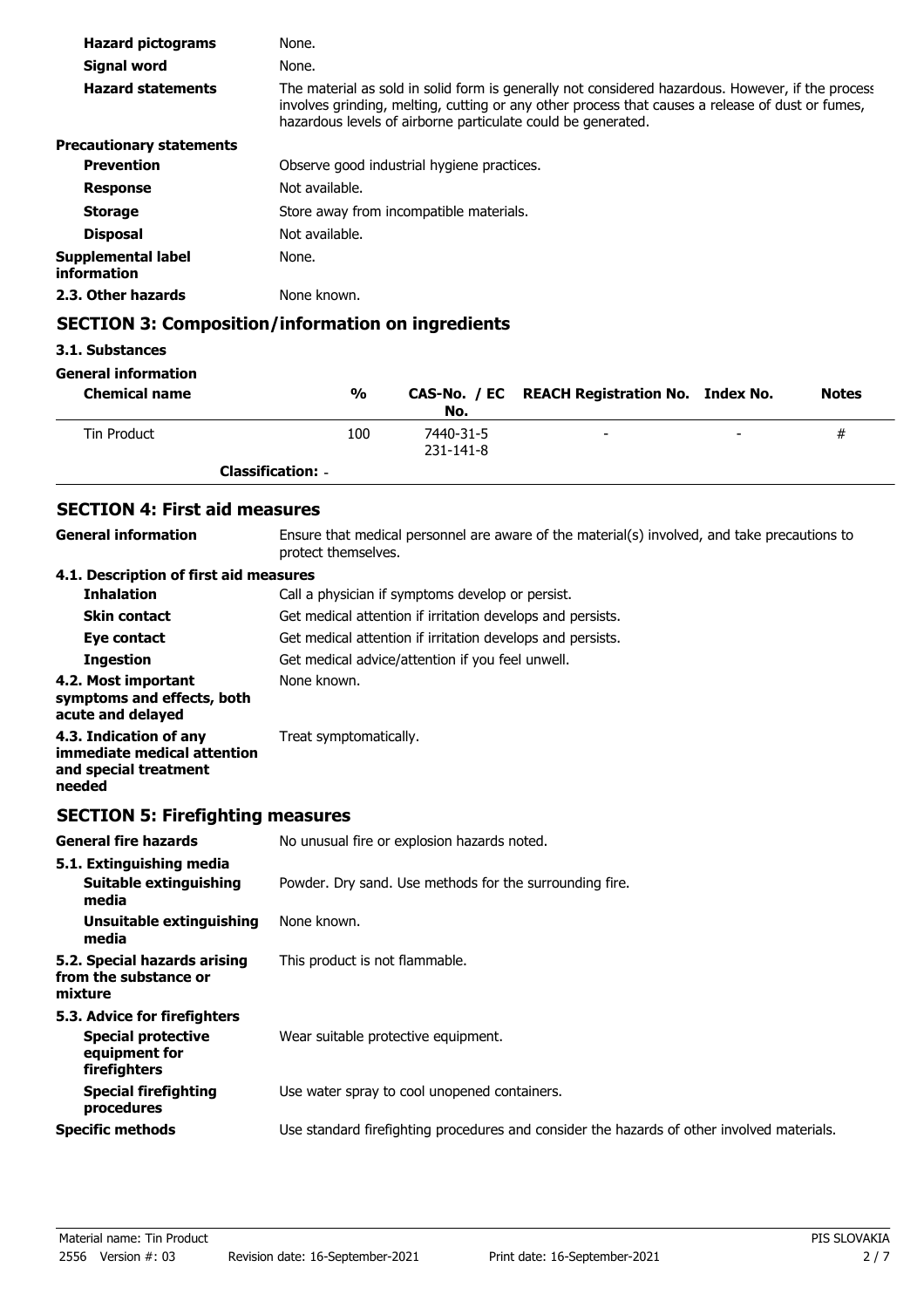| | |
|---|---|
| **Hazard pictograms** | None. |
| **Signal word** | None. |
| **Hazard statements** | The material as sold in solid form is generally not considered hazardous. However, if the process involves grinding, melting, cutting or any other process that causes a release of dust or fumes, hazardous levels of airborne particulate could be generated. |
| **Precautionary statements** | |
| **Prevention** | Observe good industrial hygiene practices. |
| **Response** | Not available. |
| **Storage** | Store away from incompatible materials. |
| **Disposal** | Not available. |
| **Supplemental label information** | None. |
| **2.3. Other hazards** | None known. |

## SECTION 3: Composition/information on ingredients

**3.1. Substances**

**General information**

| Chemical name | % | CAS-No. / EC No. | REACH Registration No. | Index No. | Notes |
|---|---|---|---|---|---|
| Tin Product | 100 | 7440-31-5 231-141-8 | - | - | # |
| **Classification:** - | | | | | |

## SECTION 4: First aid measures

| | |
|---|---|
| **General information** | Ensure that medical personnel are aware of the material(s) involved, and take precautions to protect themselves. |
| **4.1. Description of first aid measures** | |
| **Inhalation** | Call a physician if symptoms develop or persist. |
| **Skin contact** | Get medical attention if irritation develops and persists. |
| **Eye contact** | Get medical attention if irritation develops and persists. |
| **Ingestion** | Get medical advice/attention if you feel unwell. |
| **4.2. Most important symptoms and effects, both acute and delayed** | None known. |
| **4.3. Indication of any immediate medical attention and special treatment needed** | Treat symptomatically. |

## SECTION 5: Firefighting measures

| | |
|---|---|
| **General fire hazards** | No unusual fire or explosion hazards noted. |
| **5.1. Extinguishing media** | |
| **Suitable extinguishing media** | Powder. Dry sand. Use methods for the surrounding fire. |
| **Unsuitable extinguishing media** | None known. |
| **5.2. Special hazards arising from the substance or mixture** | This product is not flammable. |
| **5.3. Advice for firefighters** | |
| **Special protective equipment for firefighters** | Wear suitable protective equipment. |
| **Special firefighting procedures** | Use water spray to cool unopened containers. |
| **Specific methods** | Use standard firefighting procedures and consider the hazards of other involved materials. |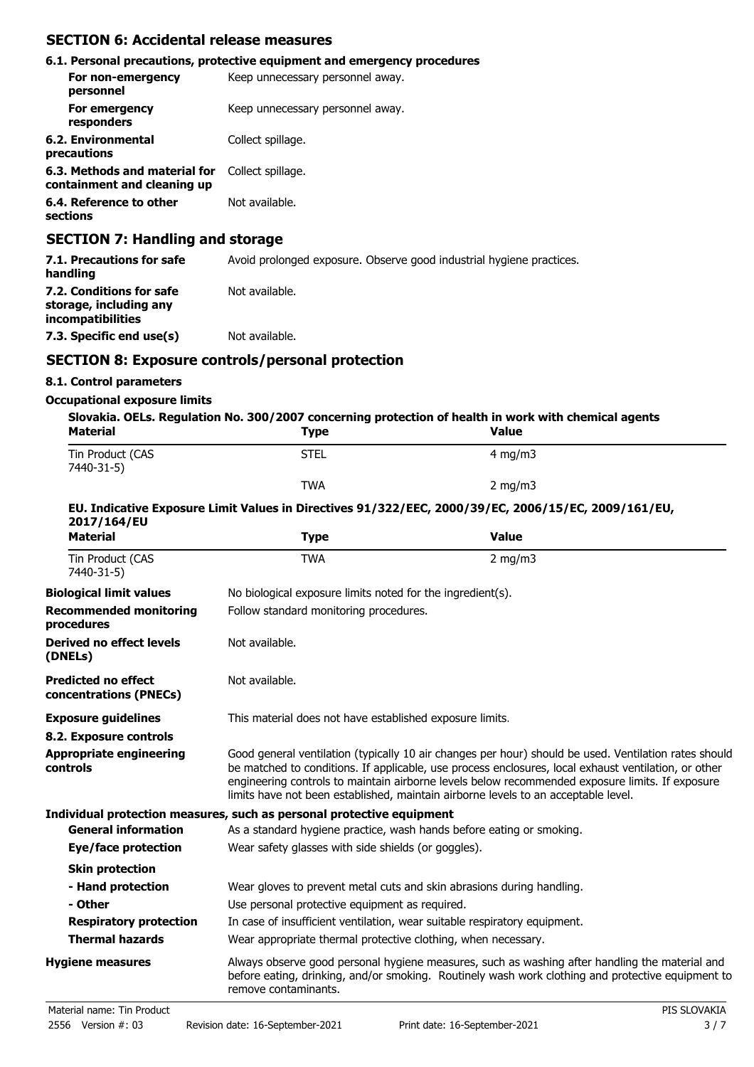## SECTION 6: Accidental release measures

### 6.1. Personal precautions, protective equipment and emergency procedures

| | |
|---|---|
| **For non-emergency personnel** | Keep unnecessary personnel away. |
| **For emergency responders** | Keep unnecessary personnel away. |
| **6.2. Environmental precautions** | Collect spillage. |
| **6.3. Methods and material for containment and cleaning up** | Collect spillage. |
| **6.4. Reference to other sections** | Not available. |

## SECTION 7: Handling and storage

| | |
|---|---|
| **7.1. Precautions for safe handling** | Avoid prolonged exposure. Observe good industrial hygiene practices. |
| **7.2. Conditions for safe storage, including any incompatibilities** | Not available. |
| **7.3. Specific end use(s)** | Not available. |

## SECTION 8: Exposure controls/personal protection

### 8.1. Control parameters

**Occupational exposure limits**

**Slovakia. OELs. Regulation No. 300/2007 concerning protection of health in work with chemical agents**

| Material | Type | Value |
|---|---|---|
| Tin Product (CAS 7440-31-5) | STEL | 4 mg/m3 |
| | TWA | 2 mg/m3 |

**EU. Indicative Exposure Limit Values in Directives 91/322/EEC, 2000/39/EC, 2006/15/EC, 2009/161/EU, 2017/164/EU**

| Material | Type | Value |
|---|---|---|
| Tin Product (CAS 7440-31-5) | TWA | 2 mg/m3 |

| | |
|---|---|
| **Biological limit values** | No biological exposure limits noted for the ingredient(s). |
| **Recommended monitoring procedures** | Follow standard monitoring procedures. |
| **Derived no effect levels (DNELs)** | Not available. |
| **Predicted no effect concentrations (PNECs)** | Not available. |
| **Exposure guidelines** | This material does not have established exposure limits. |

### 8.2. Exposure controls

| | |
|---|---|
| **Appropriate engineering controls** | Good general ventilation (typically 10 air changes per hour) should be used. Ventilation rates should be matched to conditions. If applicable, use process enclosures, local exhaust ventilation, or other engineering controls to maintain airborne levels below recommended exposure limits. If exposure limits have not been established, maintain airborne levels to an acceptable level. |

**Individual protection measures, such as personal protective equipment**

| | |
|---|---|
| **General information** | As a standard hygiene practice, wash hands before eating or smoking. |
| **Eye/face protection** | Wear safety glasses with side shields (or goggles). |
| **Skin protection** | |
| **- Hand protection** | Wear gloves to prevent metal cuts and skin abrasions during handling. |
| **- Other** | Use personal protective equipment as required. |
| **Respiratory protection** | In case of insufficient ventilation, wear suitable respiratory equipment. |
| **Thermal hazards** | Wear appropriate thermal protective clothing, when necessary. |
| **Hygiene measures** | Always observe good personal hygiene measures, such as washing after handling the material and before eating, drinking, and/or smoking. Routinely wash work clothing and protective equipment to remove contaminants. |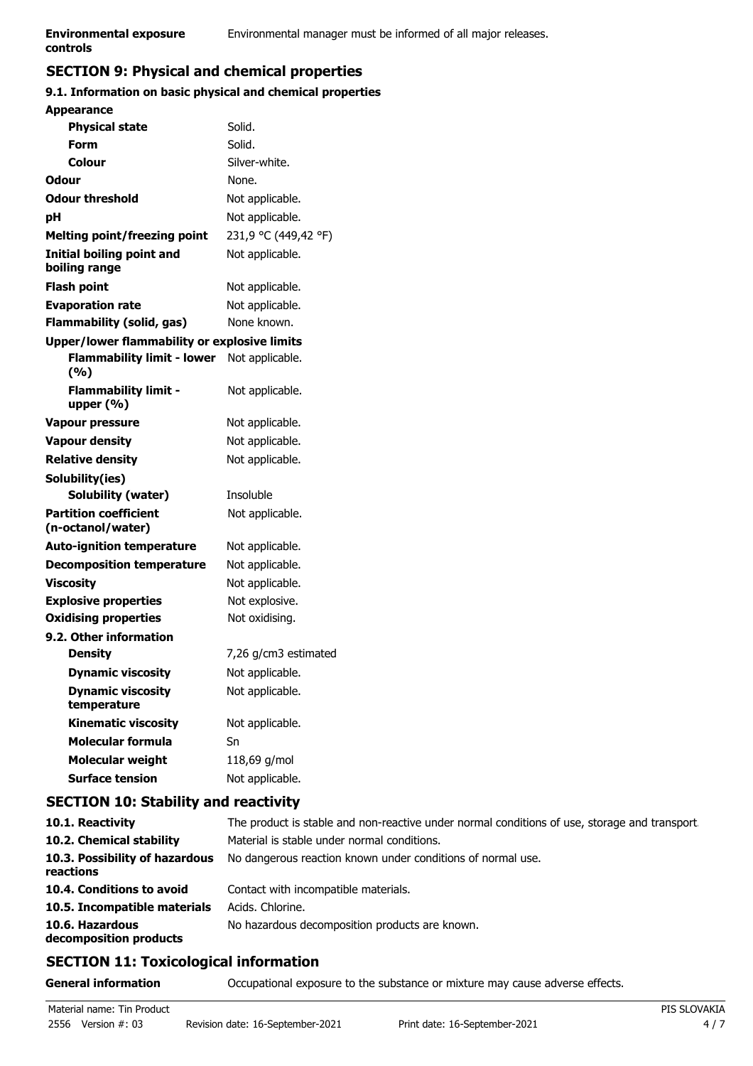| | |
|---|---|
| **Environmental exposure controls** | Environmental manager must be informed of all major releases. |

## SECTION 9: Physical and chemical properties

### 9.1. Information on basic physical and chemical properties

| | |
|---|---|
| **Appearance** | |
| **Physical state** | Solid. |
| **Form** | Solid. |
| **Colour** | Silver-white. |
| **Odour** | None. |
| **Odour threshold** | Not applicable. |
| **pH** | Not applicable. |
| **Melting point/freezing point** | 231,9 °C (449,42 °F) |
| **Initial boiling point and boiling range** | Not applicable. |
| **Flash point** | Not applicable. |
| **Evaporation rate** | Not applicable. |
| **Flammability (solid, gas)** | None known. |
| **Upper/lower flammability or explosive limits** | |
| **Flammability limit - lower (%)** | Not applicable. |
| **Flammability limit - upper (%)** | Not applicable. |
| **Vapour pressure** | Not applicable. |
| **Vapour density** | Not applicable. |
| **Relative density** | Not applicable. |
| **Solubility(ies)** | |
| **Solubility (water)** | Insoluble |
| **Partition coefficient (n-octanol/water)** | Not applicable. |
| **Auto-ignition temperature** | Not applicable. |
| **Decomposition temperature** | Not applicable. |
| **Viscosity** | Not applicable. |
| **Explosive properties** | Not explosive. |
| **Oxidising properties** | Not oxidising. |
| **9.2. Other information** | |
| **Density** | 7,26 g/cm3 estimated |
| **Dynamic viscosity** | Not applicable. |
| **Dynamic viscosity temperature** | Not applicable. |
| **Kinematic viscosity** | Not applicable. |
| **Molecular formula** | Sn |
| **Molecular weight** | 118,69 g/mol |
| **Surface tension** | Not applicable. |

## SECTION 10: Stability and reactivity

| | |
|---|---|
| **10.1. Reactivity** | The product is stable and non-reactive under normal conditions of use, storage and transport. |
| **10.2. Chemical stability** | Material is stable under normal conditions. |
| **10.3. Possibility of hazardous reactions** | No dangerous reaction known under conditions of normal use. |
| **10.4. Conditions to avoid** | Contact with incompatible materials. |
| **10.5. Incompatible materials** | Acids. Chlorine. |
| **10.6. Hazardous decomposition products** | No hazardous decomposition products are known. |

## SECTION 11: Toxicological information

| | |
|---|---|
| **General information** | Occupational exposure to the substance or mixture may cause adverse effects. |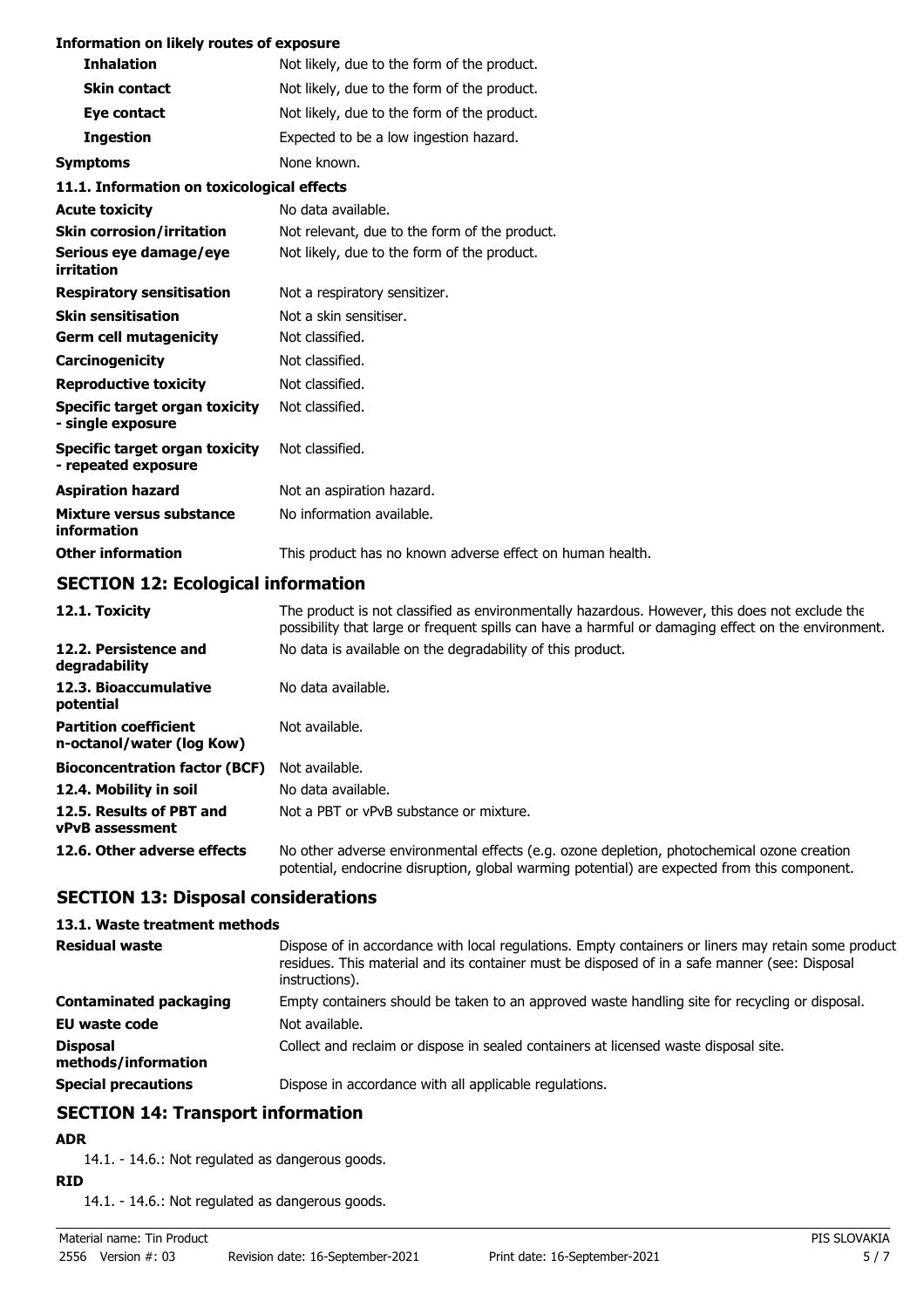**Information on likely routes of exposure**

| | |
|---|---|
| **Inhalation** | Not likely, due to the form of the product. |
| **Skin contact** | Not likely, due to the form of the product. |
| **Eye contact** | Not likely, due to the form of the product. |
| **Ingestion** | Expected to be a low ingestion hazard. |
| **Symptoms** | None known. |

**11.1. Information on toxicological effects**

| | |
|---|---|
| **Acute toxicity** | No data available. |
| **Skin corrosion/irritation** | Not relevant, due to the form of the product. |
| **Serious eye damage/eye irritation** | Not likely, due to the form of the product. |
| **Respiratory sensitisation** | Not a respiratory sensitizer. |
| **Skin sensitisation** | Not a skin sensitiser. |
| **Germ cell mutagenicity** | Not classified. |
| **Carcinogenicity** | Not classified. |
| **Reproductive toxicity** | Not classified. |
| **Specific target organ toxicity - single exposure** | Not classified. |
| **Specific target organ toxicity - repeated exposure** | Not classified. |
| **Aspiration hazard** | Not an aspiration hazard. |
| **Mixture versus substance information** | No information available. |
| **Other information** | This product has no known adverse effect on human health. |

## SECTION 12: Ecological information

| | |
|---|---|
| **12.1. Toxicity** | The product is not classified as environmentally hazardous. However, this does not exclude the possibility that large or frequent spills can have a harmful or damaging effect on the environment. |
| **12.2. Persistence and degradability** | No data is available on the degradability of this product. |
| **12.3. Bioaccumulative potential** | No data available. |
| **Partition coefficient n-octanol/water (log Kow)** | Not available. |
| **Bioconcentration factor (BCF)** | Not available. |
| **12.4. Mobility in soil** | No data available. |
| **12.5. Results of PBT and vPvB assessment** | Not a PBT or vPvB substance or mixture. |
| **12.6. Other adverse effects** | No other adverse environmental effects (e.g. ozone depletion, photochemical ozone creation potential, endocrine disruption, global warming potential) are expected from this component. |

## SECTION 13: Disposal considerations

**13.1. Waste treatment methods**

| | |
|---|---|
| **Residual waste** | Dispose of in accordance with local regulations. Empty containers or liners may retain some product residues. This material and its container must be disposed of in a safe manner (see: Disposal instructions). |
| **Contaminated packaging** | Empty containers should be taken to an approved waste handling site for recycling or disposal. |
| **EU waste code** | Not available. |
| **Disposal methods/information** | Collect and reclaim or dispose in sealed containers at licensed waste disposal site. |
| **Special precautions** | Dispose in accordance with all applicable regulations. |

## SECTION 14: Transport information

**ADR**

14.1. - 14.6.: Not regulated as dangerous goods.

**RID**

14.1. - 14.6.: Not regulated as dangerous goods.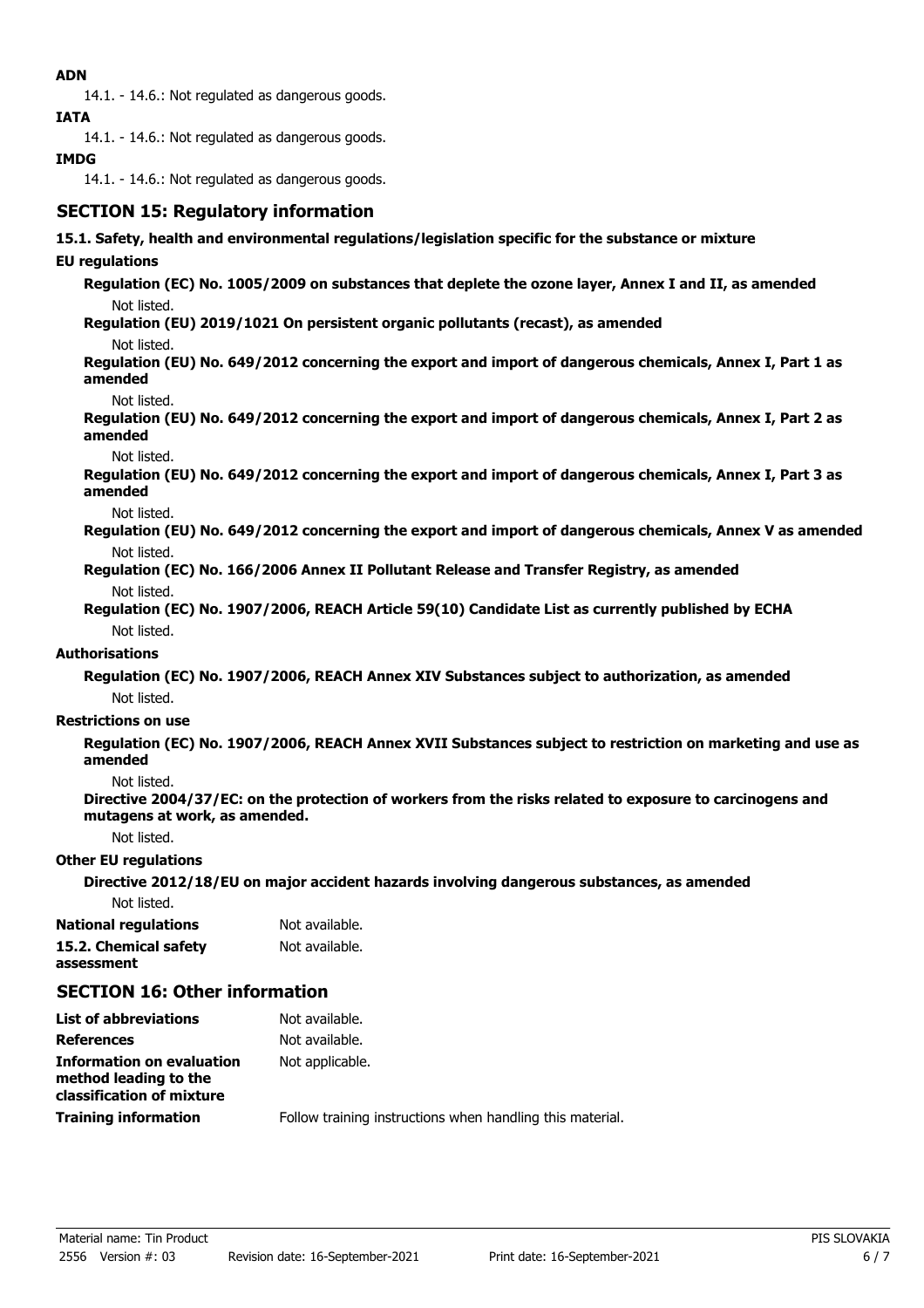**ADN**

14.1. - 14.6.: Not regulated as dangerous goods.

**IATA**

14.1. - 14.6.: Not regulated as dangerous goods.

**IMDG**

14.1. - 14.6.: Not regulated as dangerous goods.

## SECTION 15: Regulatory information

**15.1. Safety, health and environmental regulations/legislation specific for the substance or mixture**

**EU regulations**

**Regulation (EC) No. 1005/2009 on substances that deplete the ozone layer, Annex I and II, as amended**

Not listed.

**Regulation (EU) 2019/1021 On persistent organic pollutants (recast), as amended**

Not listed.

**Regulation (EU) No. 649/2012 concerning the export and import of dangerous chemicals, Annex I, Part 1 as amended**

Not listed.

**Regulation (EU) No. 649/2012 concerning the export and import of dangerous chemicals, Annex I, Part 2 as amended**

Not listed.

**Regulation (EU) No. 649/2012 concerning the export and import of dangerous chemicals, Annex I, Part 3 as amended**

Not listed.

**Regulation (EU) No. 649/2012 concerning the export and import of dangerous chemicals, Annex V as amended**

Not listed.

**Regulation (EC) No. 166/2006 Annex II Pollutant Release and Transfer Registry, as amended**

Not listed.

**Regulation (EC) No. 1907/2006, REACH Article 59(10) Candidate List as currently published by ECHA**

Not listed.

**Authorisations**

**Regulation (EC) No. 1907/2006, REACH Annex XIV Substances subject to authorization, as amended**

Not listed.

**Restrictions on use**

**Regulation (EC) No. 1907/2006, REACH Annex XVII Substances subject to restriction on marketing and use as amended**

Not listed.

**Directive 2004/37/EC: on the protection of workers from the risks related to exposure to carcinogens and mutagens at work, as amended.**

Not listed.

**Other EU regulations**

**Directive 2012/18/EU on major accident hazards involving dangerous substances, as amended**

Not listed.

**National regulations** Not available.

**15.2. Chemical safety assessment** Not available.

## SECTION 16: Other information

**List of abbreviations** Not available.

**References** Not available.

**Information on evaluation method leading to the classification of mixture** Not applicable.

**Training information** Follow training instructions when handling this material.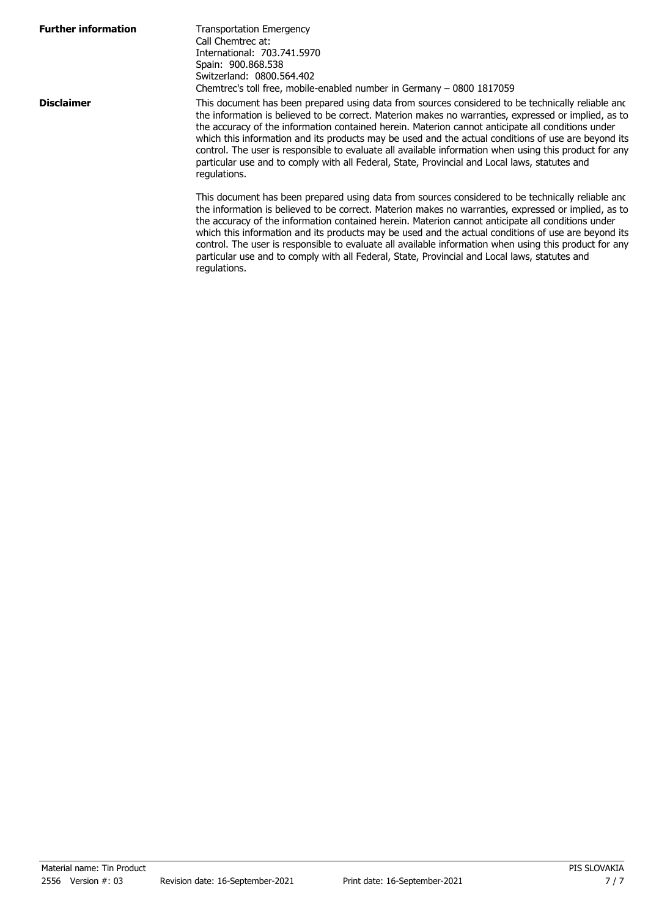**Further information**

Transportation Emergency
Call Chemtrec at:
International: 703.741.5970
Spain: 900.868.538
Switzerland: 0800.564.402
Chemtrec's toll free, mobile-enabled number in Germany – 0800 1817059

**Disclaimer**

This document has been prepared using data from sources considered to be technically reliable and the information is believed to be correct. Materion makes no warranties, expressed or implied, as to the accuracy of the information contained herein. Materion cannot anticipate all conditions under which this information and its products may be used and the actual conditions of use are beyond its control. The user is responsible to evaluate all available information when using this product for any particular use and to comply with all Federal, State, Provincial and Local laws, statutes and regulations.

This document has been prepared using data from sources considered to be technically reliable and the information is believed to be correct. Materion makes no warranties, expressed or implied, as to the accuracy of the information contained herein. Materion cannot anticipate all conditions under which this information and its products may be used and the actual conditions of use are beyond its control. The user is responsible to evaluate all available information when using this product for any particular use and to comply with all Federal, State, Provincial and Local laws, statutes and regulations.